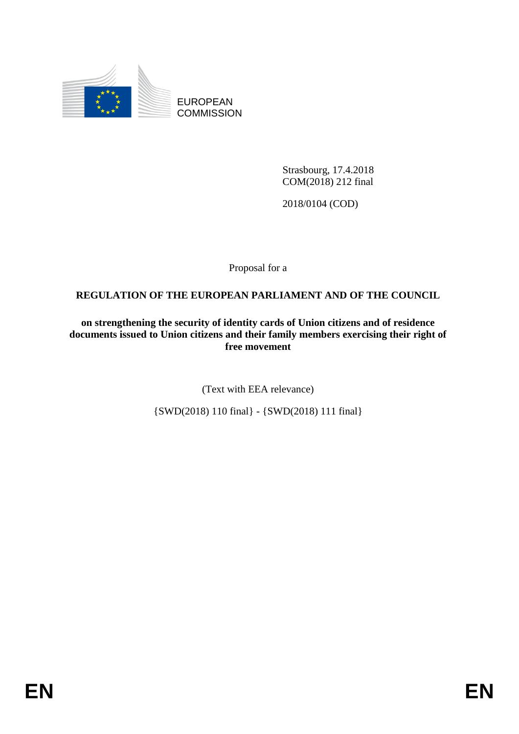EUROPEAN
COMMISSION

Strasbourg, 17.4.2018
COM(2018) 212 final

2018/0104 (COD)

Proposal for a

**REGULATION OF THE EUROPEAN PARLIAMENT AND OF THE COUNCIL**

**on strengthening the security of identity cards of Union citizens and of residence documents issued to Union citizens and their family members exercising their right of free movement**

(Text with EEA relevance)

{SWD(2018) 110 final} - {SWD(2018) 111 final}

EN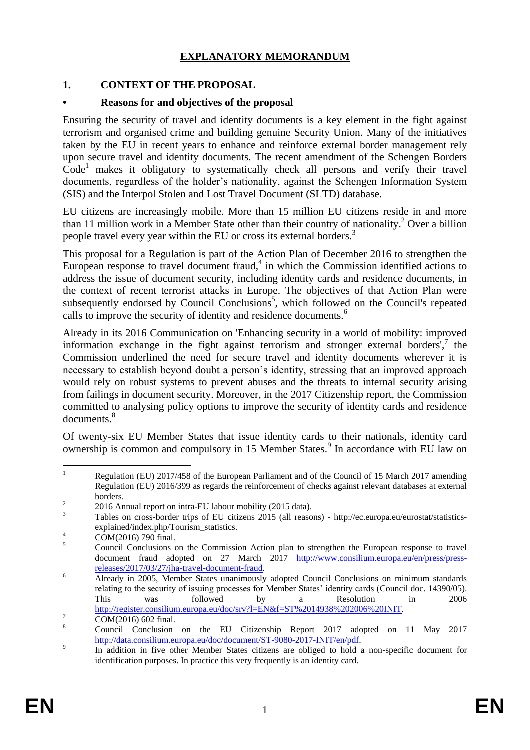# EXPLANATORY MEMORANDUM

## 1. CONTEXT OF THE PROPOSAL

### • Reasons for and objectives of the proposal

Ensuring the security of travel and identity documents is a key element in the fight against terrorism and organised crime and building genuine Security Union. Many of the initiatives taken by the EU in recent years to enhance and reinforce external border management rely upon secure travel and identity documents. The recent amendment of the Schengen Borders Code[1] makes it obligatory to systematically check all persons and verify their travel documents, regardless of the holder's nationality, against the Schengen Information System (SIS) and the Interpol Stolen and Lost Travel Document (SLTD) database.

EU citizens are increasingly mobile. More than 15 million EU citizens reside in and more than 11 million work in a Member State other than their country of nationality.[2] Over a billion people travel every year within the EU or cross its external borders.[3]

This proposal for a Regulation is part of the Action Plan of December 2016 to strengthen the European response to travel document fraud,[4] in which the Commission identified actions to address the issue of document security, including identity cards and residence documents, in the context of recent terrorist attacks in Europe. The objectives of that Action Plan were subsequently endorsed by Council Conclusions[5], which followed on the Council's repeated calls to improve the security of identity and residence documents.[6]

Already in its 2016 Communication on 'Enhancing security in a world of mobility: improved information exchange in the fight against terrorism and stronger external borders',[7] the Commission underlined the need for secure travel and identity documents wherever it is necessary to establish beyond doubt a person's identity, stressing that an improved approach would rely on robust systems to prevent abuses and the threats to internal security arising from failings in document security. Moreover, in the 2017 Citizenship report, the Commission committed to analysing policy options to improve the security of identity cards and residence documents.[8]

Of twenty-six EU Member States that issue identity cards to their nationals, identity card ownership is common and compulsory in 15 Member States.[9] In accordance with EU law on

---

[1] Regulation (EU) 2017/458 of the European Parliament and of the Council of 15 March 2017 amending Regulation (EU) 2016/399 as regards the reinforcement of checks against relevant databases at external borders.

[2] 2016 Annual report on intra-EU labour mobility (2015 data).

[3] Tables on cross-border trips of EU citizens 2015 (all reasons) - http://ec.europa.eu/eurostat/statistics-explained/index.php/Tourism_statistics.

[4] COM(2016) 790 final.

[5] Council Conclusions on the Commission Action plan to strengthen the European response to travel document fraud adopted on 27 March 2017 http://www.consilium.europa.eu/en/press/press-releases/2017/03/27/jha-travel-document-fraud.

[6] Already in 2005, Member States unanimously adopted Council Conclusions on minimum standards relating to the security of issuing processes for Member States' identity cards (Council doc. 14390/05). This was followed by a Resolution in 2006 http://register.consilium.europa.eu/doc/srv?l=EN&f=ST%2014938%202006%20INIT.

[7] COM(2016) 602 final.

[8] Council Conclusion on the EU Citizenship Report 2017 adopted on 11 May 2017 http://data.consilium.europa.eu/doc/document/ST-9080-2017-INIT/en/pdf.

[9] In addition in five other Member States citizens are obliged to hold a non-specific document for identification purposes. In practice this very frequently is an identity card.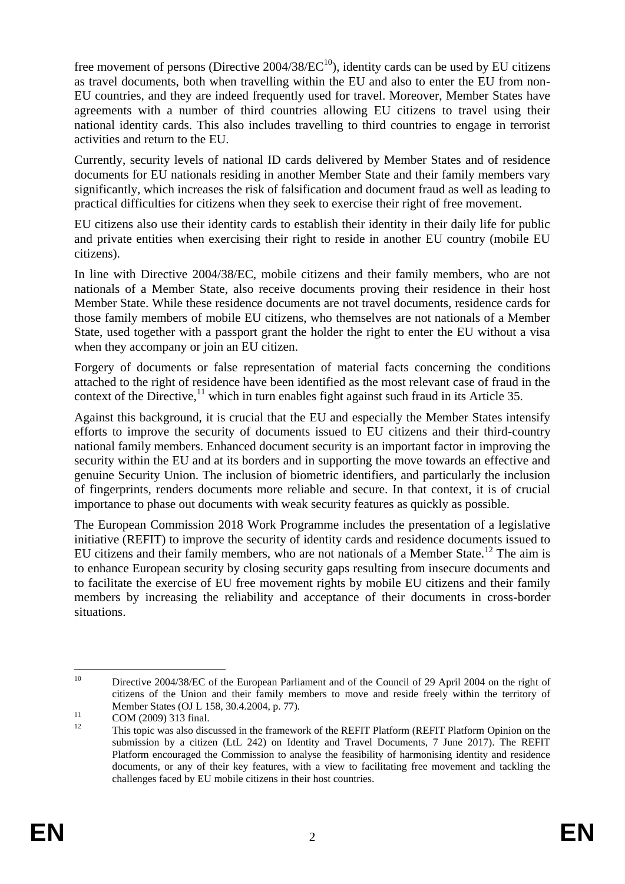free movement of persons (Directive 2004/38/EC[10]), identity cards can be used by EU citizens as travel documents, both when travelling within the EU and also to enter the EU from non-EU countries, and they are indeed frequently used for travel. Moreover, Member States have agreements with a number of third countries allowing EU citizens to travel using their national identity cards. This also includes travelling to third countries to engage in terrorist activities and return to the EU.

Currently, security levels of national ID cards delivered by Member States and of residence documents for EU nationals residing in another Member State and their family members vary significantly, which increases the risk of falsification and document fraud as well as leading to practical difficulties for citizens when they seek to exercise their right of free movement.

EU citizens also use their identity cards to establish their identity in their daily life for public and private entities when exercising their right to reside in another EU country (mobile EU citizens).

In line with Directive 2004/38/EC, mobile citizens and their family members, who are not nationals of a Member State, also receive documents proving their residence in their host Member State. While these residence documents are not travel documents, residence cards for those family members of mobile EU citizens, who themselves are not nationals of a Member State, used together with a passport grant the holder the right to enter the EU without a visa when they accompany or join an EU citizen.

Forgery of documents or false representation of material facts concerning the conditions attached to the right of residence have been identified as the most relevant case of fraud in the context of the Directive,[11] which in turn enables fight against such fraud in its Article 35.

Against this background, it is crucial that the EU and especially the Member States intensify efforts to improve the security of documents issued to EU citizens and their third-country national family members. Enhanced document security is an important factor in improving the security within the EU and at its borders and in supporting the move towards an effective and genuine Security Union. The inclusion of biometric identifiers, and particularly the inclusion of fingerprints, renders documents more reliable and secure. In that context, it is of crucial importance to phase out documents with weak security features as quickly as possible.

The European Commission 2018 Work Programme includes the presentation of a legislative initiative (REFIT) to improve the security of identity cards and residence documents issued to EU citizens and their family members, who are not nationals of a Member State.[12] The aim is to enhance European security by closing security gaps resulting from insecure documents and to facilitate the exercise of EU free movement rights by mobile EU citizens and their family members by increasing the reliability and acceptance of their documents in cross-border situations.

---

[10] Directive 2004/38/EC of the European Parliament and of the Council of 29 April 2004 on the right of citizens of the Union and their family members to move and reside freely within the territory of Member States (OJ L 158, 30.4.2004, p. 77).

[11] COM (2009) 313 final.

[12] This topic was also discussed in the framework of the REFIT Platform (REFIT Platform Opinion on the submission by a citizen (LtL 242) on Identity and Travel Documents, 7 June 2017). The REFIT Platform encouraged the Commission to analyse the feasibility of harmonising identity and residence documents, or any of their key features, with a view to facilitating free movement and tackling the challenges faced by EU mobile citizens in their host countries.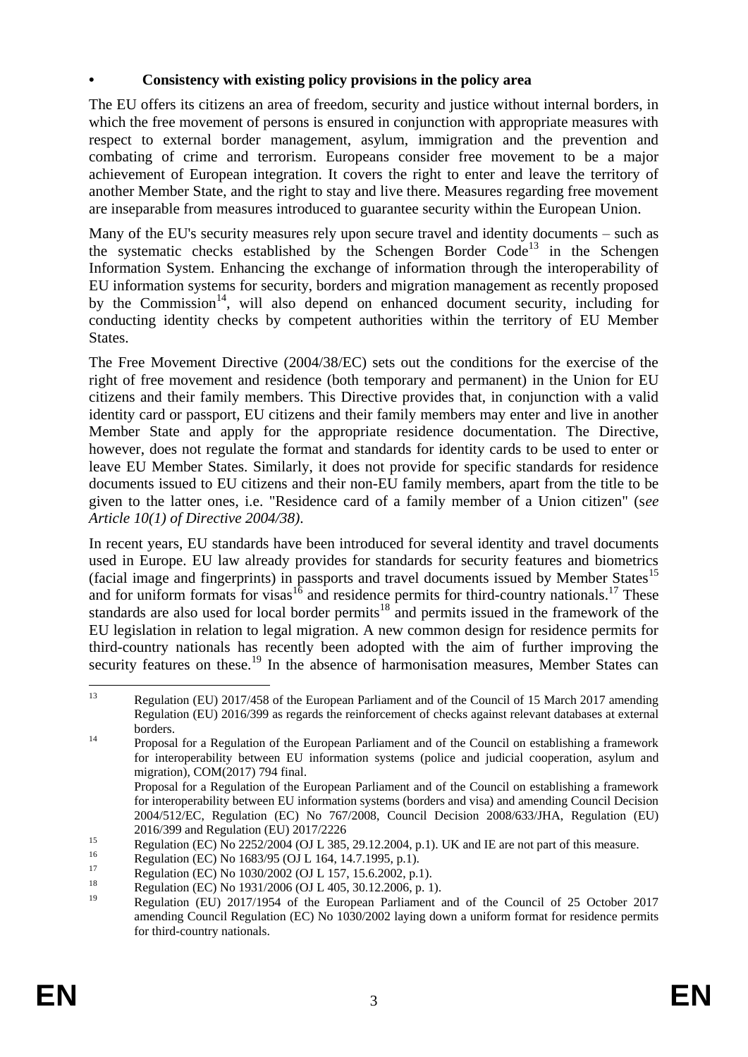- **Consistency with existing policy provisions in the policy area**

The EU offers its citizens an area of freedom, security and justice without internal borders, in which the free movement of persons is ensured in conjunction with appropriate measures with respect to external border management, asylum, immigration and the prevention and combating of crime and terrorism. Europeans consider free movement to be a major achievement of European integration. It covers the right to enter and leave the territory of another Member State, and the right to stay and live there. Measures regarding free movement are inseparable from measures introduced to guarantee security within the European Union.

Many of the EU's security measures rely upon secure travel and identity documents – such as the systematic checks established by the Schengen Border Code[13] in the Schengen Information System. Enhancing the exchange of information through the interoperability of EU information systems for security, borders and migration management as recently proposed by the Commission[14], will also depend on enhanced document security, including for conducting identity checks by competent authorities within the territory of EU Member States.

The Free Movement Directive (2004/38/EC) sets out the conditions for the exercise of the right of free movement and residence (both temporary and permanent) in the Union for EU citizens and their family members. This Directive provides that, in conjunction with a valid identity card or passport, EU citizens and their family members may enter and live in another Member State and apply for the appropriate residence documentation. The Directive, however, does not regulate the format and standards for identity cards to be used to enter or leave EU Member States. Similarly, it does not provide for specific standards for residence documents issued to EU citizens and their non-EU family members, apart from the title to be given to the latter ones, i.e. "Residence card of a family member of a Union citizen" (*see Article 10(1) of Directive 2004/38)*.

In recent years, EU standards have been introduced for several identity and travel documents used in Europe. EU law already provides for standards for security features and biometrics (facial image and fingerprints) in passports and travel documents issued by Member States[15] and for uniform formats for visas[16] and residence permits for third-country nationals.[17] These standards are also used for local border permits[18] and permits issued in the framework of the EU legislation in relation to legal migration. A new common design for residence permits for third-country nationals has recently been adopted with the aim of further improving the security features on these.[19] In the absence of harmonisation measures, Member States can

---

[13] Regulation (EU) 2017/458 of the European Parliament and of the Council of 15 March 2017 amending Regulation (EU) 2016/399 as regards the reinforcement of checks against relevant databases at external borders.

[14] Proposal for a Regulation of the European Parliament and of the Council on establishing a framework for interoperability between EU information systems (police and judicial cooperation, asylum and migration), COM(2017) 794 final.
Proposal for a Regulation of the European Parliament and of the Council on establishing a framework for interoperability between EU information systems (borders and visa) and amending Council Decision 2004/512/EC, Regulation (EC) No 767/2008, Council Decision 2008/633/JHA, Regulation (EU) 2016/399 and Regulation (EU) 2017/2226

[15] Regulation (EC) No 2252/2004 (OJ L 385, 29.12.2004, p.1). UK and IE are not part of this measure.

[16] Regulation (EC) No 1683/95 (OJ L 164, 14.7.1995, p.1).

[17] Regulation (EC) No 1030/2002 (OJ L 157, 15.6.2002, p.1).

[18] Regulation (EC) No 1931/2006 (OJ L 405, 30.12.2006, p. 1).

[19] Regulation (EU) 2017/1954 of the European Parliament and of the Council of 25 October 2017 amending Council Regulation (EC) No 1030/2002 laying down a uniform format for residence permits for third-country nationals.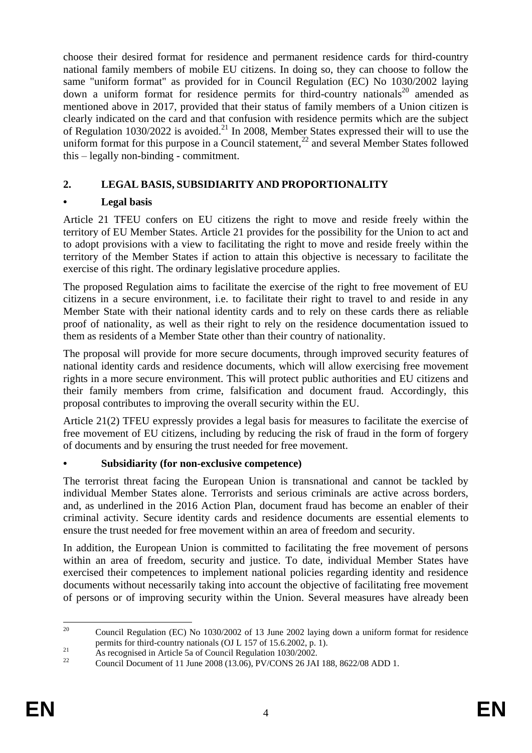choose their desired format for residence and permanent residence cards for third-country national family members of mobile EU citizens. In doing so, they can choose to follow the same "uniform format" as provided for in Council Regulation (EC) No 1030/2002 laying down a uniform format for residence permits for third-country nationals[20] amended as mentioned above in 2017, provided that their status of family members of a Union citizen is clearly indicated on the card and that confusion with residence permits which are the subject of Regulation 1030/2022 is avoided.[21] In 2008, Member States expressed their will to use the uniform format for this purpose in a Council statement,[22] and several Member States followed this – legally non-binding - commitment.

## 2. LEGAL BASIS, SUBSIDIARITY AND PROPORTIONALITY

### • Legal basis

Article 21 TFEU confers on EU citizens the right to move and reside freely within the territory of EU Member States. Article 21 provides for the possibility for the Union to act and to adopt provisions with a view to facilitating the right to move and reside freely within the territory of the Member States if action to attain this objective is necessary to facilitate the exercise of this right. The ordinary legislative procedure applies.

The proposed Regulation aims to facilitate the exercise of the right to free movement of EU citizens in a secure environment, i.e. to facilitate their right to travel to and reside in any Member State with their national identity cards and to rely on these cards there as reliable proof of nationality, as well as their right to rely on the residence documentation issued to them as residents of a Member State other than their country of nationality.

The proposal will provide for more secure documents, through improved security features of national identity cards and residence documents, which will allow exercising free movement rights in a more secure environment. This will protect public authorities and EU citizens and their family members from crime, falsification and document fraud. Accordingly, this proposal contributes to improving the overall security within the EU.

Article 21(2) TFEU expressly provides a legal basis for measures to facilitate the exercise of free movement of EU citizens, including by reducing the risk of fraud in the form of forgery of documents and by ensuring the trust needed for free movement.

### • Subsidiarity (for non-exclusive competence)

The terrorist threat facing the European Union is transnational and cannot be tackled by individual Member States alone. Terrorists and serious criminals are active across borders, and, as underlined in the 2016 Action Plan, document fraud has become an enabler of their criminal activity. Secure identity cards and residence documents are essential elements to ensure the trust needed for free movement within an area of freedom and security.

In addition, the European Union is committed to facilitating the free movement of persons within an area of freedom, security and justice. To date, individual Member States have exercised their competences to implement national policies regarding identity and residence documents without necessarily taking into account the objective of facilitating free movement of persons or of improving security within the Union. Several measures have already been

---

[20] Council Regulation (EC) No 1030/2002 of 13 June 2002 laying down a uniform format for residence permits for third-country nationals (OJ L 157 of 15.6.2002, p. 1).

[21] As recognised in Article 5a of Council Regulation 1030/2002.

[22] Council Document of 11 June 2008 (13.06), PV/CONS 26 JAI 188, 8622/08 ADD 1.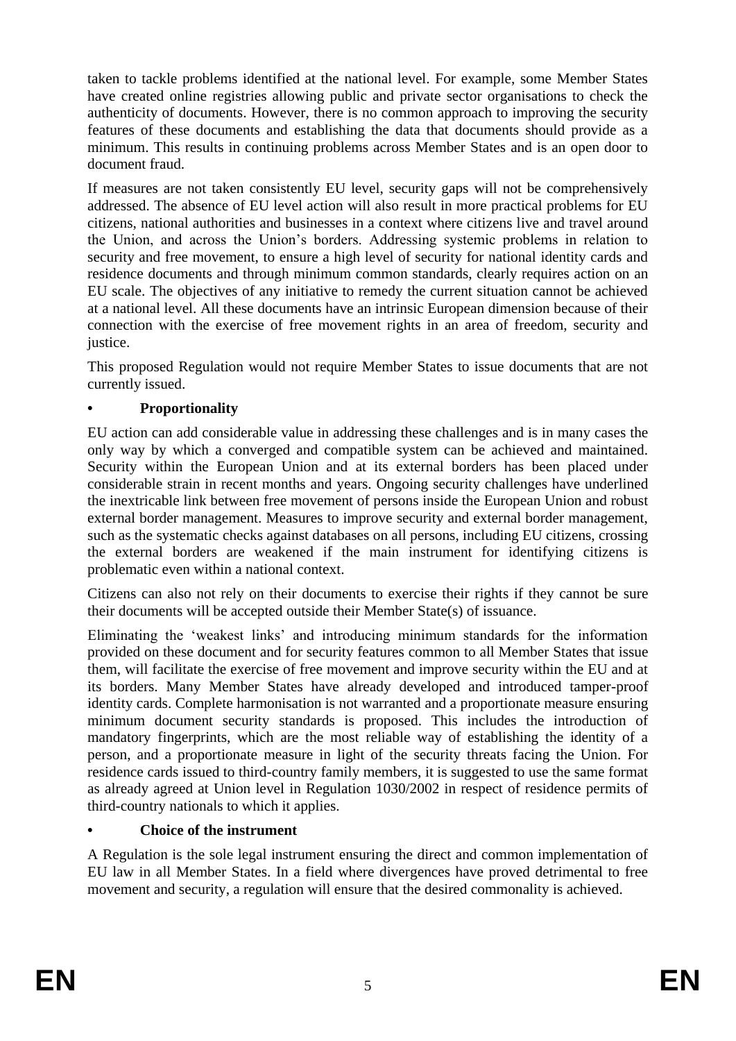taken to tackle problems identified at the national level. For example, some Member States have created online registries allowing public and private sector organisations to check the authenticity of documents. However, there is no common approach to improving the security features of these documents and establishing the data that documents should provide as a minimum. This results in continuing problems across Member States and is an open door to document fraud.

If measures are not taken consistently EU level, security gaps will not be comprehensively addressed. The absence of EU level action will also result in more practical problems for EU citizens, national authorities and businesses in a context where citizens live and travel around the Union, and across the Union's borders. Addressing systemic problems in relation to security and free movement, to ensure a high level of security for national identity cards and residence documents and through minimum common standards, clearly requires action on an EU scale. The objectives of any initiative to remedy the current situation cannot be achieved at a national level. All these documents have an intrinsic European dimension because of their connection with the exercise of free movement rights in an area of freedom, security and justice.

This proposed Regulation would not require Member States to issue documents that are not currently issued.

- **Proportionality**

EU action can add considerable value in addressing these challenges and is in many cases the only way by which a converged and compatible system can be achieved and maintained. Security within the European Union and at its external borders has been placed under considerable strain in recent months and years. Ongoing security challenges have underlined the inextricable link between free movement of persons inside the European Union and robust external border management. Measures to improve security and external border management, such as the systematic checks against databases on all persons, including EU citizens, crossing the external borders are weakened if the main instrument for identifying citizens is problematic even within a national context.

Citizens can also not rely on their documents to exercise their rights if they cannot be sure their documents will be accepted outside their Member State(s) of issuance.

Eliminating the 'weakest links' and introducing minimum standards for the information provided on these document and for security features common to all Member States that issue them, will facilitate the exercise of free movement and improve security within the EU and at its borders. Many Member States have already developed and introduced tamper-proof identity cards. Complete harmonisation is not warranted and a proportionate measure ensuring minimum document security standards is proposed. This includes the introduction of mandatory fingerprints, which are the most reliable way of establishing the identity of a person, and a proportionate measure in light of the security threats facing the Union. For residence cards issued to third-country family members, it is suggested to use the same format as already agreed at Union level in Regulation 1030/2002 in respect of residence permits of third-country nationals to which it applies.

- **Choice of the instrument**

A Regulation is the sole legal instrument ensuring the direct and common implementation of EU law in all Member States. In a field where divergences have proved detrimental to free movement and security, a regulation will ensure that the desired commonality is achieved.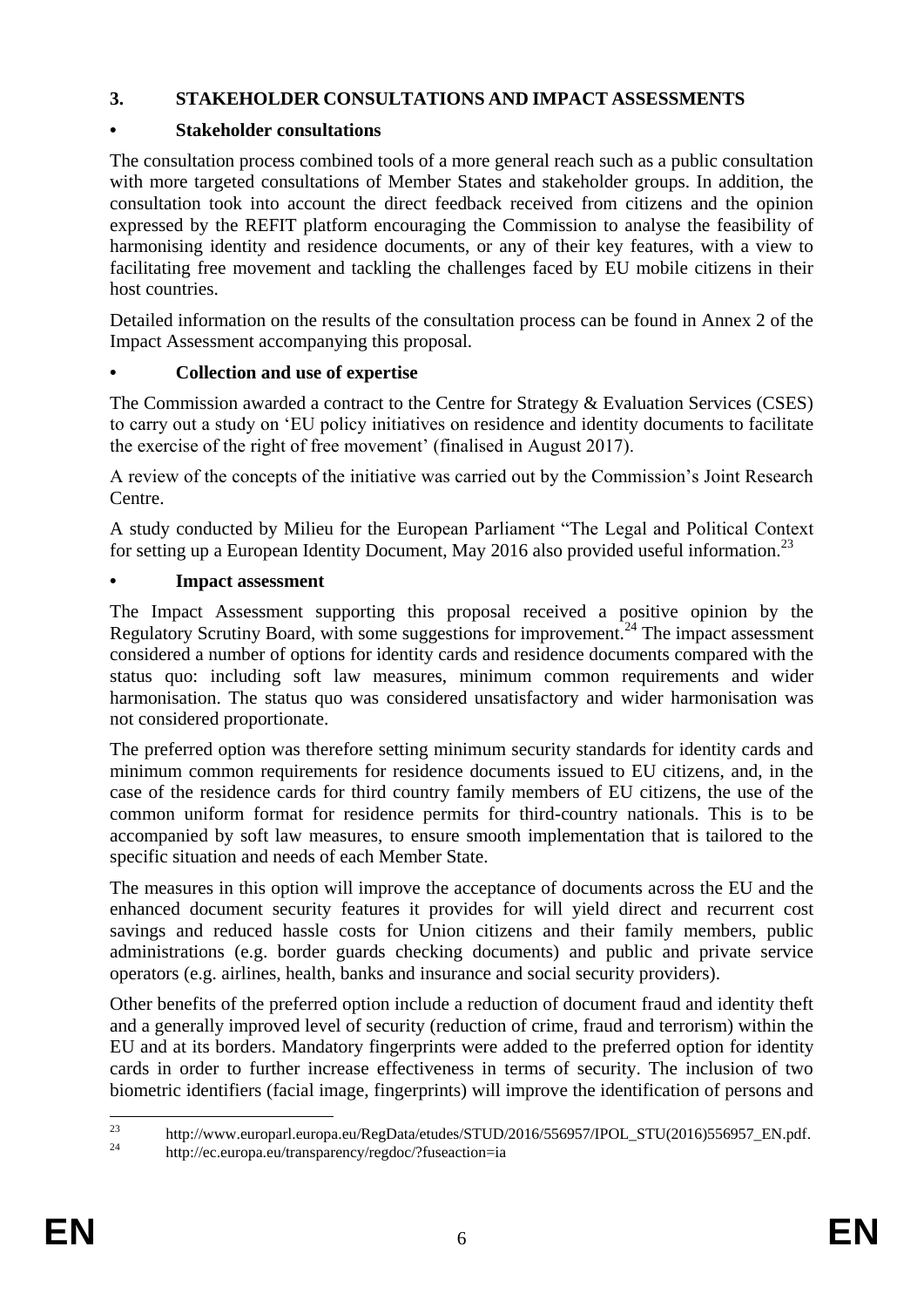## 3. STAKEHOLDER CONSULTATIONS AND IMPACT ASSESSMENTS

### • Stakeholder consultations

The consultation process combined tools of a more general reach such as a public consultation with more targeted consultations of Member States and stakeholder groups. In addition, the consultation took into account the direct feedback received from citizens and the opinion expressed by the REFIT platform encouraging the Commission to analyse the feasibility of harmonising identity and residence documents, or any of their key features, with a view to facilitating free movement and tackling the challenges faced by EU mobile citizens in their host countries.

Detailed information on the results of the consultation process can be found in Annex 2 of the Impact Assessment accompanying this proposal.

### • Collection and use of expertise

The Commission awarded a contract to the Centre for Strategy & Evaluation Services (CSES) to carry out a study on 'EU policy initiatives on residence and identity documents to facilitate the exercise of the right of free movement' (finalised in August 2017).

A review of the concepts of the initiative was carried out by the Commission's Joint Research Centre.

A study conducted by Milieu for the European Parliament "The Legal and Political Context for setting up a European Identity Document, May 2016 also provided useful information.[23]

### • Impact assessment

The Impact Assessment supporting this proposal received a positive opinion by the Regulatory Scrutiny Board, with some suggestions for improvement.[24] The impact assessment considered a number of options for identity cards and residence documents compared with the status quo: including soft law measures, minimum common requirements and wider harmonisation. The status quo was considered unsatisfactory and wider harmonisation was not considered proportionate.

The preferred option was therefore setting minimum security standards for identity cards and minimum common requirements for residence documents issued to EU citizens, and, in the case of the residence cards for third country family members of EU citizens, the use of the common uniform format for residence permits for third-country nationals. This is to be accompanied by soft law measures, to ensure smooth implementation that is tailored to the specific situation and needs of each Member State.

The measures in this option will improve the acceptance of documents across the EU and the enhanced document security features it provides for will yield direct and recurrent cost savings and reduced hassle costs for Union citizens and their family members, public administrations (e.g. border guards checking documents) and public and private service operators (e.g. airlines, health, banks and insurance and social security providers).

Other benefits of the preferred option include a reduction of document fraud and identity theft and a generally improved level of security (reduction of crime, fraud and terrorism) within the EU and at its borders. Mandatory fingerprints were added to the preferred option for identity cards in order to further increase effectiveness in terms of security. The inclusion of two biometric identifiers (facial image, fingerprints) will improve the identification of persons and

---

[23] http://www.europarl.europa.eu/RegData/etudes/STUD/2016/556957/IPOL_STU(2016)556957_EN.pdf.

[24] http://ec.europa.eu/transparency/regdoc/?fuseaction=ia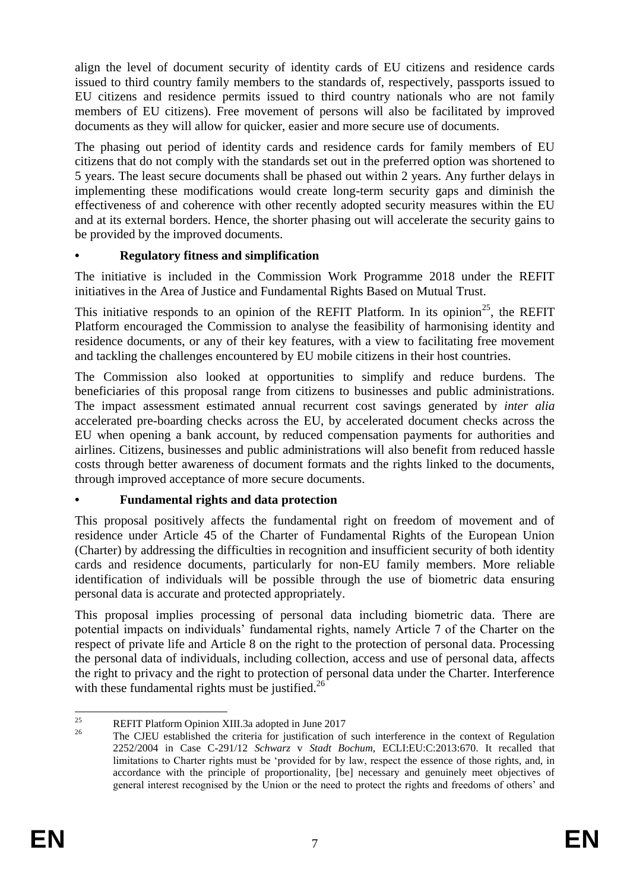align the level of document security of identity cards of EU citizens and residence cards issued to third country family members to the standards of, respectively, passports issued to EU citizens and residence permits issued to third country nationals who are not family members of EU citizens). Free movement of persons will also be facilitated by improved documents as they will allow for quicker, easier and more secure use of documents.

The phasing out period of identity cards and residence cards for family members of EU citizens that do not comply with the standards set out in the preferred option was shortened to 5 years. The least secure documents shall be phased out within 2 years. Any further delays in implementing these modifications would create long-term security gaps and diminish the effectiveness of and coherence with other recently adopted security measures within the EU and at its external borders. Hence, the shorter phasing out will accelerate the security gains to be provided by the improved documents.

- **Regulatory fitness and simplification**

The initiative is included in the Commission Work Programme 2018 under the REFIT initiatives in the Area of Justice and Fundamental Rights Based on Mutual Trust.

This initiative responds to an opinion of the REFIT Platform. In its opinion[25], the REFIT Platform encouraged the Commission to analyse the feasibility of harmonising identity and residence documents, or any of their key features, with a view to facilitating free movement and tackling the challenges encountered by EU mobile citizens in their host countries.

The Commission also looked at opportunities to simplify and reduce burdens. The beneficiaries of this proposal range from citizens to businesses and public administrations. The impact assessment estimated annual recurrent cost savings generated by *inter alia* accelerated pre-boarding checks across the EU, by accelerated document checks across the EU when opening a bank account, by reduced compensation payments for authorities and airlines. Citizens, businesses and public administrations will also benefit from reduced hassle costs through better awareness of document formats and the rights linked to the documents, through improved acceptance of more secure documents.

- **Fundamental rights and data protection**

This proposal positively affects the fundamental right on freedom of movement and of residence under Article 45 of the Charter of Fundamental Rights of the European Union (Charter) by addressing the difficulties in recognition and insufficient security of both identity cards and residence documents, particularly for non-EU family members. More reliable identification of individuals will be possible through the use of biometric data ensuring personal data is accurate and protected appropriately.

This proposal implies processing of personal data including biometric data. There are potential impacts on individuals' fundamental rights, namely Article 7 of the Charter on the respect of private life and Article 8 on the right to the protection of personal data. Processing the personal data of individuals, including collection, access and use of personal data, affects the right to privacy and the right to protection of personal data under the Charter. Interference with these fundamental rights must be justified.[26]

---

[25] REFIT Platform Opinion XIII.3a adopted in June 2017

[26] The CJEU established the criteria for justification of such interference in the context of Regulation 2252/2004 in Case C-291/12 *Schwarz* v *Stadt Bochum,* ECLI:EU:C:2013:670. It recalled that limitations to Charter rights must be 'provided for by law, respect the essence of those rights, and, in accordance with the principle of proportionality, [be] necessary and genuinely meet objectives of general interest recognised by the Union or the need to protect the rights and freedoms of others' and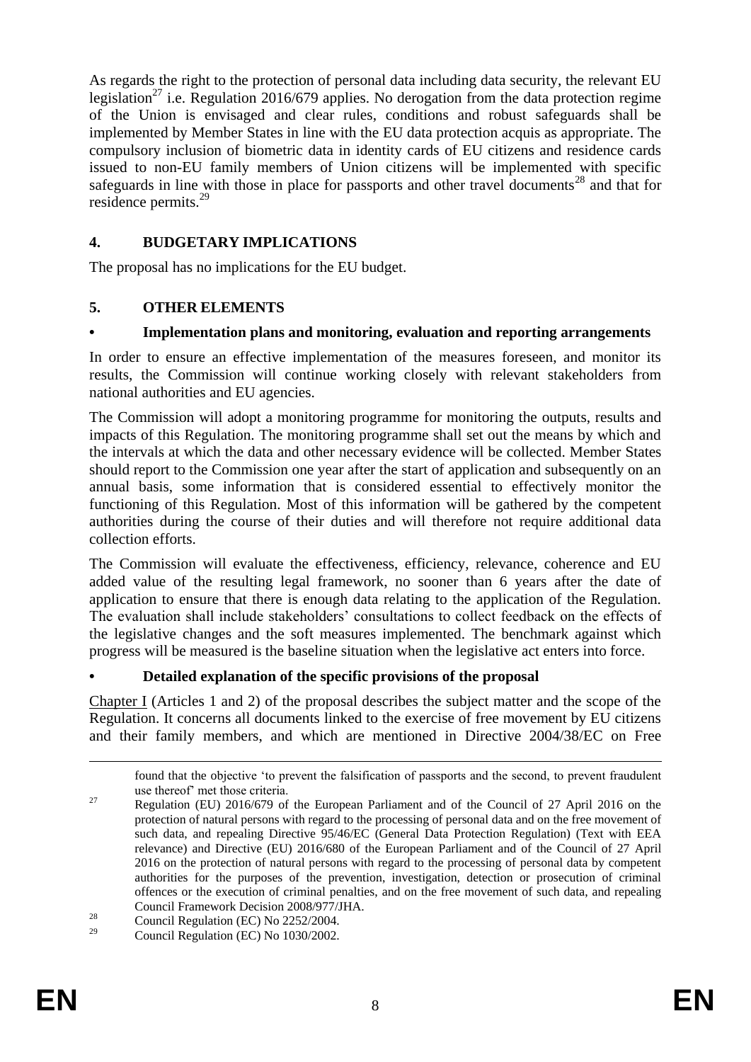As regards the right to the protection of personal data including data security, the relevant EU legislation[27] i.e. Regulation 2016/679 applies. No derogation from the data protection regime of the Union is envisaged and clear rules, conditions and robust safeguards shall be implemented by Member States in line with the EU data protection acquis as appropriate. The compulsory inclusion of biometric data in identity cards of EU citizens and residence cards issued to non-EU family members of Union citizens will be implemented with specific safeguards in line with those in place for passports and other travel documents[28] and that for residence permits.[29]

## 4. BUDGETARY IMPLICATIONS

The proposal has no implications for the EU budget.

## 5. OTHER ELEMENTS

### • Implementation plans and monitoring, evaluation and reporting arrangements

In order to ensure an effective implementation of the measures foreseen, and monitor its results, the Commission will continue working closely with relevant stakeholders from national authorities and EU agencies.

The Commission will adopt a monitoring programme for monitoring the outputs, results and impacts of this Regulation. The monitoring programme shall set out the means by which and the intervals at which the data and other necessary evidence will be collected. Member States should report to the Commission one year after the start of application and subsequently on an annual basis, some information that is considered essential to effectively monitor the functioning of this Regulation. Most of this information will be gathered by the competent authorities during the course of their duties and will therefore not require additional data collection efforts.

The Commission will evaluate the effectiveness, efficiency, relevance, coherence and EU added value of the resulting legal framework, no sooner than 6 years after the date of application to ensure that there is enough data relating to the application of the Regulation. The evaluation shall include stakeholders' consultations to collect feedback on the effects of the legislative changes and the soft measures implemented. The benchmark against which progress will be measured is the baseline situation when the legislative act enters into force.

### • Detailed explanation of the specific provisions of the proposal

Chapter I (Articles 1 and 2) of the proposal describes the subject matter and the scope of the Regulation. It concerns all documents linked to the exercise of free movement by EU citizens and their family members, and which are mentioned in Directive 2004/38/EC on Free

---

found that the objective 'to prevent the falsification of passports and the second, to prevent fraudulent use thereof' met those criteria.

[27] Regulation (EU) 2016/679 of the European Parliament and of the Council of 27 April 2016 on the protection of natural persons with regard to the processing of personal data and on the free movement of such data, and repealing Directive 95/46/EC (General Data Protection Regulation) (Text with EEA relevance) and Directive (EU) 2016/680 of the European Parliament and of the Council of 27 April 2016 on the protection of natural persons with regard to the processing of personal data by competent authorities for the purposes of the prevention, investigation, detection or prosecution of criminal offences or the execution of criminal penalties, and on the free movement of such data, and repealing Council Framework Decision 2008/977/JHA.

[28] Council Regulation (EC) No 2252/2004.

[29] Council Regulation (EC) No 1030/2002.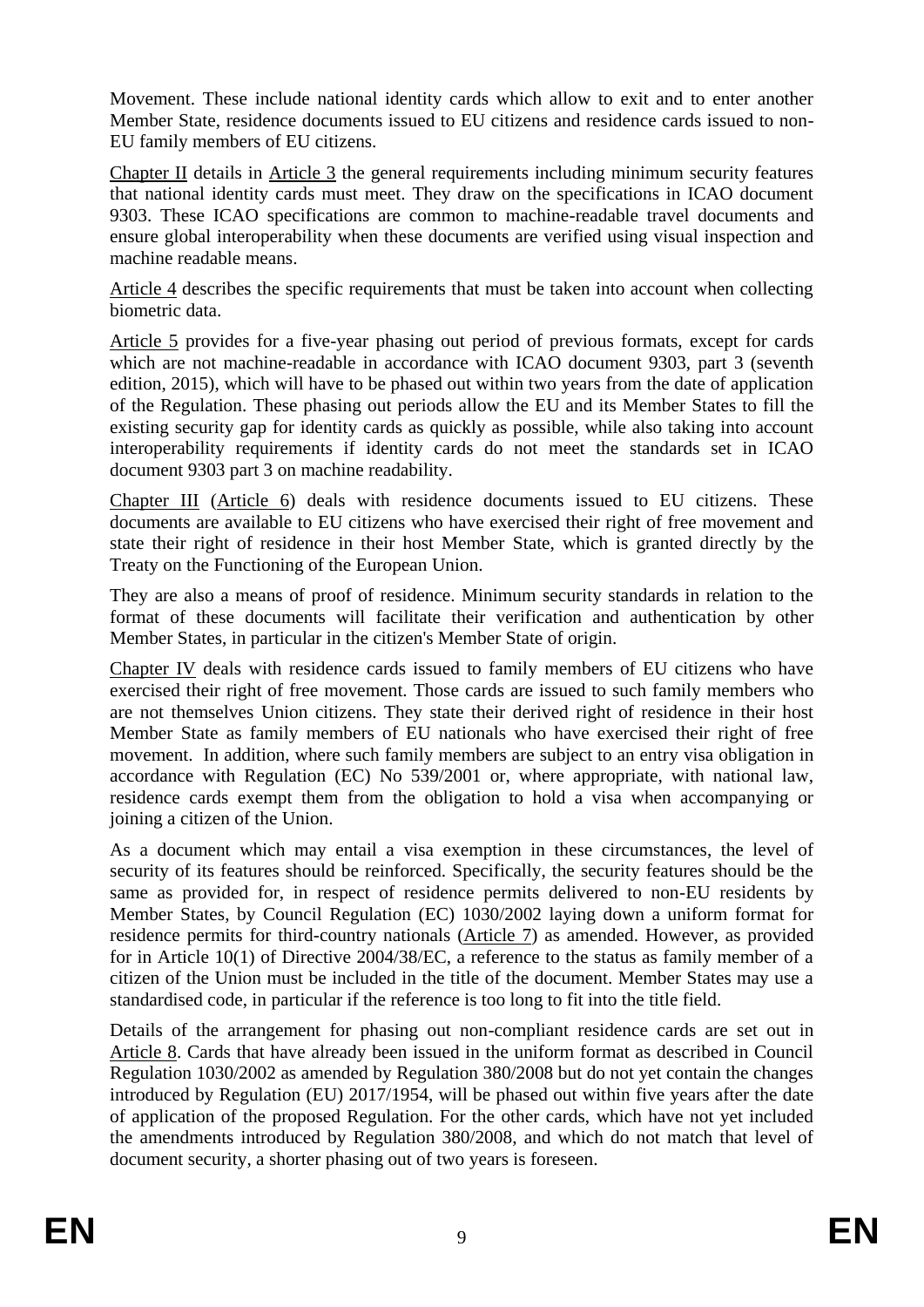Movement. These include national identity cards which allow to exit and to enter another Member State, residence documents issued to EU citizens and residence cards issued to non-EU family members of EU citizens.

Chapter II details in Article 3 the general requirements including minimum security features that national identity cards must meet. They draw on the specifications in ICAO document 9303. These ICAO specifications are common to machine-readable travel documents and ensure global interoperability when these documents are verified using visual inspection and machine readable means.

Article 4 describes the specific requirements that must be taken into account when collecting biometric data.

Article 5 provides for a five-year phasing out period of previous formats, except for cards which are not machine-readable in accordance with ICAO document 9303, part 3 (seventh edition, 2015), which will have to be phased out within two years from the date of application of the Regulation. These phasing out periods allow the EU and its Member States to fill the existing security gap for identity cards as quickly as possible, while also taking into account interoperability requirements if identity cards do not meet the standards set in ICAO document 9303 part 3 on machine readability.

Chapter III (Article 6) deals with residence documents issued to EU citizens. These documents are available to EU citizens who have exercised their right of free movement and state their right of residence in their host Member State, which is granted directly by the Treaty on the Functioning of the European Union.

They are also a means of proof of residence. Minimum security standards in relation to the format of these documents will facilitate their verification and authentication by other Member States, in particular in the citizen's Member State of origin.

Chapter IV deals with residence cards issued to family members of EU citizens who have exercised their right of free movement. Those cards are issued to such family members who are not themselves Union citizens. They state their derived right of residence in their host Member State as family members of EU nationals who have exercised their right of free movement. In addition, where such family members are subject to an entry visa obligation in accordance with Regulation (EC) No 539/2001 or, where appropriate, with national law, residence cards exempt them from the obligation to hold a visa when accompanying or joining a citizen of the Union.

As a document which may entail a visa exemption in these circumstances, the level of security of its features should be reinforced. Specifically, the security features should be the same as provided for, in respect of residence permits delivered to non-EU residents by Member States, by Council Regulation (EC) 1030/2002 laying down a uniform format for residence permits for third-country nationals (Article 7) as amended. However, as provided for in Article 10(1) of Directive 2004/38/EC, a reference to the status as family member of a citizen of the Union must be included in the title of the document. Member States may use a standardised code, in particular if the reference is too long to fit into the title field.

Details of the arrangement for phasing out non-compliant residence cards are set out in Article 8. Cards that have already been issued in the uniform format as described in Council Regulation 1030/2002 as amended by Regulation 380/2008 but do not yet contain the changes introduced by Regulation (EU) 2017/1954, will be phased out within five years after the date of application of the proposed Regulation. For the other cards, which have not yet included the amendments introduced by Regulation 380/2008, and which do not match that level of document security, a shorter phasing out of two years is foreseen.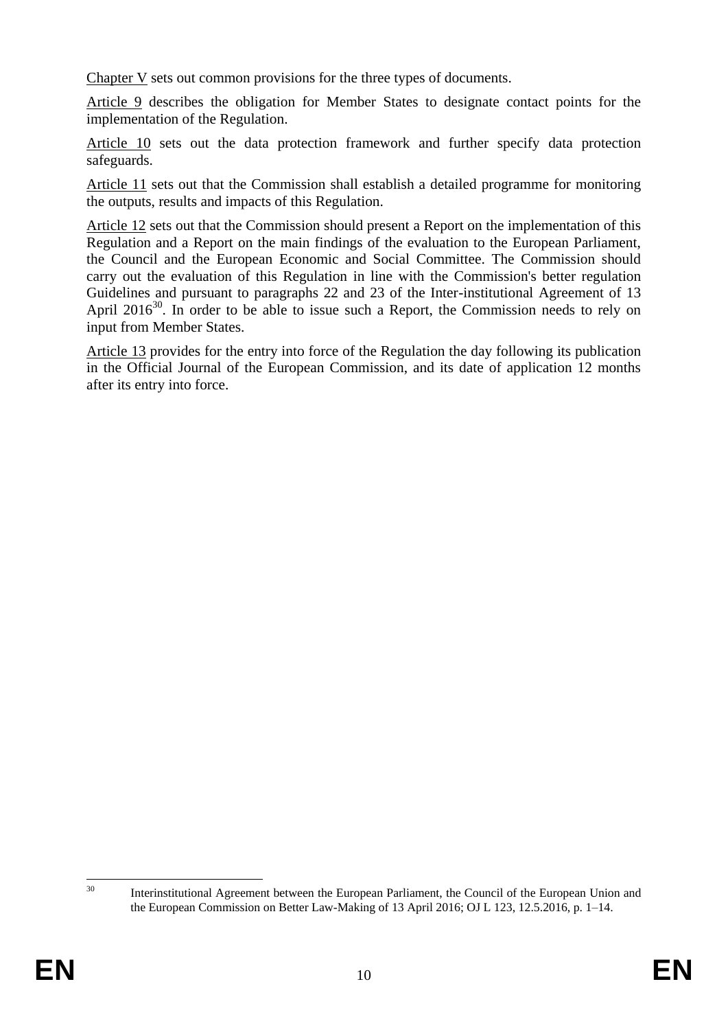Chapter V sets out common provisions for the three types of documents.

Article 9 describes the obligation for Member States to designate contact points for the implementation of the Regulation.

Article 10 sets out the data protection framework and further specify data protection safeguards.

Article 11 sets out that the Commission shall establish a detailed programme for monitoring the outputs, results and impacts of this Regulation.

Article 12 sets out that the Commission should present a Report on the implementation of this Regulation and a Report on the main findings of the evaluation to the European Parliament, the Council and the European Economic and Social Committee. The Commission should carry out the evaluation of this Regulation in line with the Commission's better regulation Guidelines and pursuant to paragraphs 22 and 23 of the Inter-institutional Agreement of 13 April 2016[30]. In order to be able to issue such a Report, the Commission needs to rely on input from Member States.

Article 13 provides for the entry into force of the Regulation the day following its publication in the Official Journal of the European Commission, and its date of application 12 months after its entry into force.

---

[30] Interinstitutional Agreement between the European Parliament, the Council of the European Union and the European Commission on Better Law-Making of 13 April 2016; OJ L 123, 12.5.2016, p. 1–14.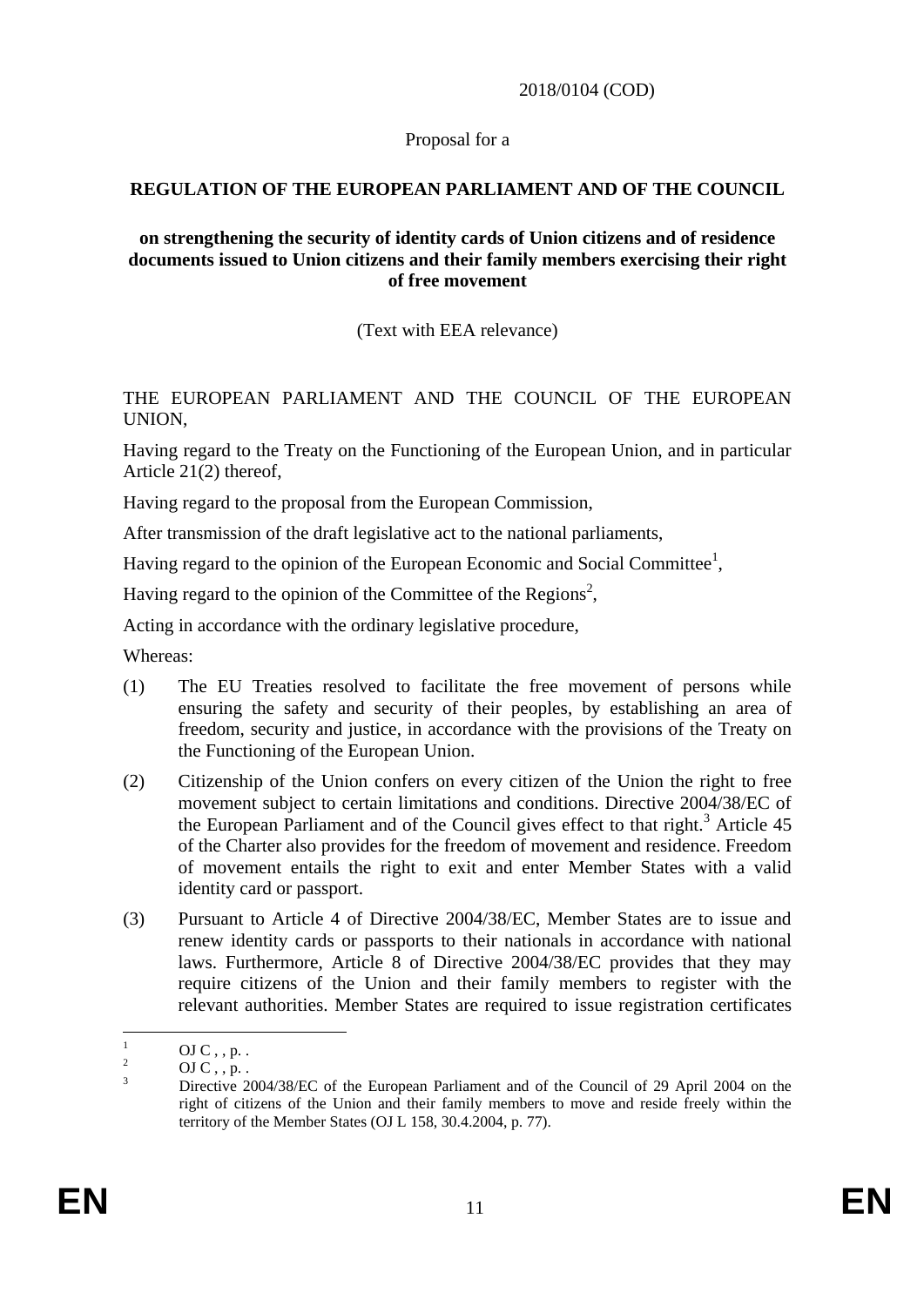2018/0104 (COD)

Proposal for a

**REGULATION OF THE EUROPEAN PARLIAMENT AND OF THE COUNCIL**

**on strengthening the security of identity cards of Union citizens and of residence documents issued to Union citizens and their family members exercising their right of free movement**

(Text with EEA relevance)

THE EUROPEAN PARLIAMENT AND THE COUNCIL OF THE EUROPEAN UNION,

Having regard to the Treaty on the Functioning of the European Union, and in particular Article 21(2) thereof,

Having regard to the proposal from the European Commission,

After transmission of the draft legislative act to the national parliaments,

Having regard to the opinion of the European Economic and Social Committee[1],

Having regard to the opinion of the Committee of the Regions[2],

Acting in accordance with the ordinary legislative procedure,

Whereas:

(1) The EU Treaties resolved to facilitate the free movement of persons while ensuring the safety and security of their peoples, by establishing an area of freedom, security and justice, in accordance with the provisions of the Treaty on the Functioning of the European Union.

(2) Citizenship of the Union confers on every citizen of the Union the right to free movement subject to certain limitations and conditions. Directive 2004/38/EC of the European Parliament and of the Council gives effect to that right.[3] Article 45 of the Charter also provides for the freedom of movement and residence. Freedom of movement entails the right to exit and enter Member States with a valid identity card or passport.

(3) Pursuant to Article 4 of Directive 2004/38/EC, Member States are to issue and renew identity cards or passports to their nationals in accordance with national laws. Furthermore, Article 8 of Directive 2004/38/EC provides that they may require citizens of the Union and their family members to register with the relevant authorities. Member States are required to issue registration certificates

---

[1] OJ C , , p. .

[2] OJ C , , p. .

[3] Directive 2004/38/EC of the European Parliament and of the Council of 29 April 2004 on the right of citizens of the Union and their family members to move and reside freely within the territory of the Member States (OJ L 158, 30.4.2004, p. 77).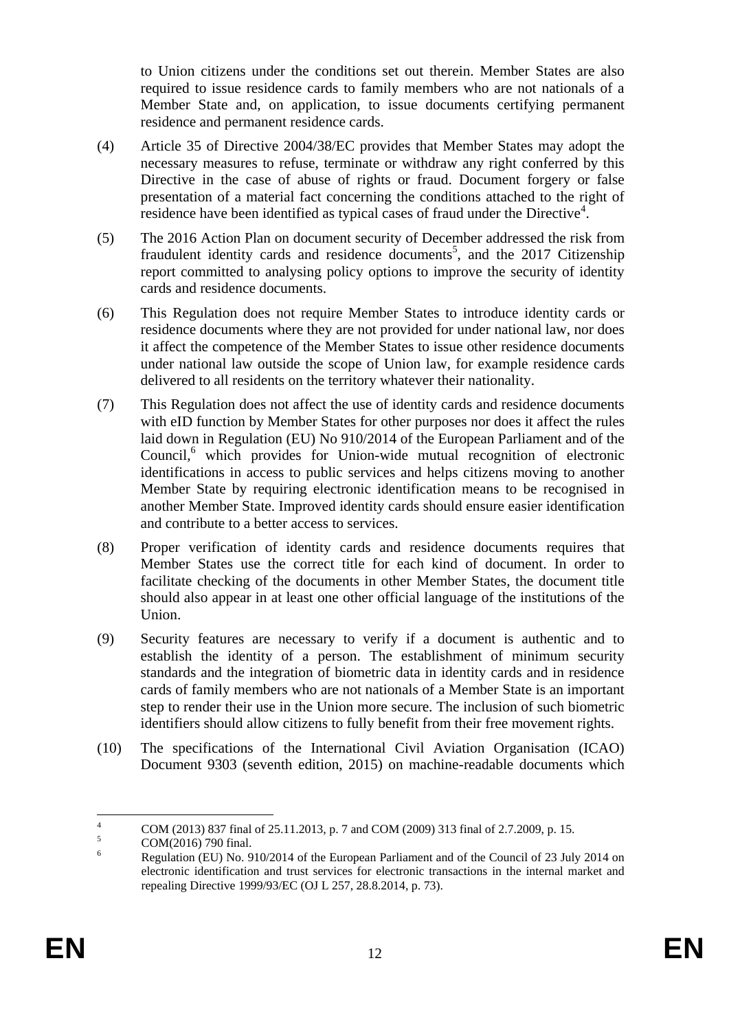to Union citizens under the conditions set out therein. Member States are also required to issue residence cards to family members who are not nationals of a Member State and, on application, to issue documents certifying permanent residence and permanent residence cards.

(4) Article 35 of Directive 2004/38/EC provides that Member States may adopt the necessary measures to refuse, terminate or withdraw any right conferred by this Directive in the case of abuse of rights or fraud. Document forgery or false presentation of a material fact concerning the conditions attached to the right of residence have been identified as typical cases of fraud under the Directive[4].

(5) The 2016 Action Plan on document security of December addressed the risk from fraudulent identity cards and residence documents[5], and the 2017 Citizenship report committed to analysing policy options to improve the security of identity cards and residence documents.

(6) This Regulation does not require Member States to introduce identity cards or residence documents where they are not provided for under national law, nor does it affect the competence of the Member States to issue other residence documents under national law outside the scope of Union law, for example residence cards delivered to all residents on the territory whatever their nationality.

(7) This Regulation does not affect the use of identity cards and residence documents with eID function by Member States for other purposes nor does it affect the rules laid down in Regulation (EU) No 910/2014 of the European Parliament and of the Council,[6] which provides for Union-wide mutual recognition of electronic identifications in access to public services and helps citizens moving to another Member State by requiring electronic identification means to be recognised in another Member State. Improved identity cards should ensure easier identification and contribute to a better access to services.

(8) Proper verification of identity cards and residence documents requires that Member States use the correct title for each kind of document. In order to facilitate checking of the documents in other Member States, the document title should also appear in at least one other official language of the institutions of the Union.

(9) Security features are necessary to verify if a document is authentic and to establish the identity of a person. The establishment of minimum security standards and the integration of biometric data in identity cards and in residence cards of family members who are not nationals of a Member State is an important step to render their use in the Union more secure. The inclusion of such biometric identifiers should allow citizens to fully benefit from their free movement rights.

(10) The specifications of the International Civil Aviation Organisation (ICAO) Document 9303 (seventh edition, 2015) on machine-readable documents which

---

[4] COM (2013) 837 final of 25.11.2013, p. 7 and COM (2009) 313 final of 2.7.2009, p. 15.

[5] COM(2016) 790 final.

[6] Regulation (EU) No. 910/2014 of the European Parliament and of the Council of 23 July 2014 on electronic identification and trust services for electronic transactions in the internal market and repealing Directive 1999/93/EC (OJ L 257, 28.8.2014, p. 73).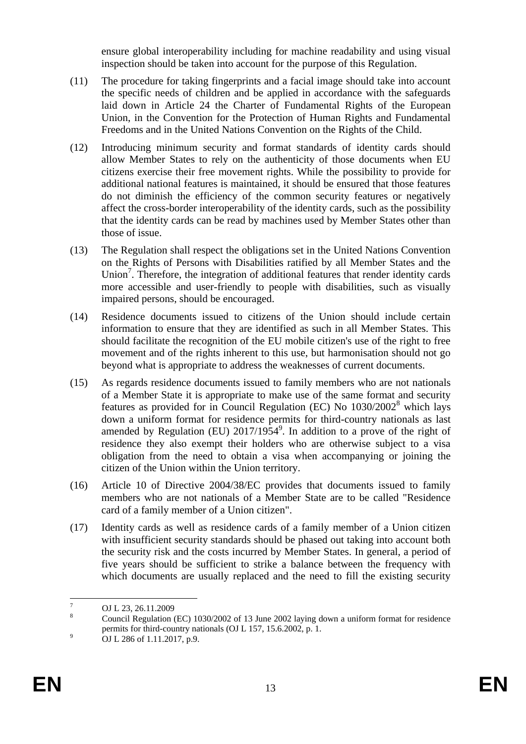ensure global interoperability including for machine readability and using visual inspection should be taken into account for the purpose of this Regulation.

(11) The procedure for taking fingerprints and a facial image should take into account the specific needs of children and be applied in accordance with the safeguards laid down in Article 24 the Charter of Fundamental Rights of the European Union, in the Convention for the Protection of Human Rights and Fundamental Freedoms and in the United Nations Convention on the Rights of the Child.

(12) Introducing minimum security and format standards of identity cards should allow Member States to rely on the authenticity of those documents when EU citizens exercise their free movement rights. While the possibility to provide for additional national features is maintained, it should be ensured that those features do not diminish the efficiency of the common security features or negatively affect the cross-border interoperability of the identity cards, such as the possibility that the identity cards can be read by machines used by Member States other than those of issue.

(13) The Regulation shall respect the obligations set in the United Nations Convention on the Rights of Persons with Disabilities ratified by all Member States and the Union[7]. Therefore, the integration of additional features that render identity cards more accessible and user-friendly to people with disabilities, such as visually impaired persons, should be encouraged.

(14) Residence documents issued to citizens of the Union should include certain information to ensure that they are identified as such in all Member States. This should facilitate the recognition of the EU mobile citizen's use of the right to free movement and of the rights inherent to this use, but harmonisation should not go beyond what is appropriate to address the weaknesses of current documents.

(15) As regards residence documents issued to family members who are not nationals of a Member State it is appropriate to make use of the same format and security features as provided for in Council Regulation (EC) No 1030/2002[8] which lays down a uniform format for residence permits for third-country nationals as last amended by Regulation (EU) 2017/1954[9]. In addition to a prove of the right of residence they also exempt their holders who are otherwise subject to a visa obligation from the need to obtain a visa when accompanying or joining the citizen of the Union within the Union territory.

(16) Article 10 of Directive 2004/38/EC provides that documents issued to family members who are not nationals of a Member State are to be called "Residence card of a family member of a Union citizen".

(17) Identity cards as well as residence cards of a family member of a Union citizen with insufficient security standards should be phased out taking into account both the security risk and the costs incurred by Member States. In general, a period of five years should be sufficient to strike a balance between the frequency with which documents are usually replaced and the need to fill the existing security

---

[7] OJ L 23, 26.11.2009

[8] Council Regulation (EC) 1030/2002 of 13 June 2002 laying down a uniform format for residence permits for third-country nationals (OJ L 157, 15.6.2002, p. 1.

[9] OJ L 286 of 1.11.2017, p.9.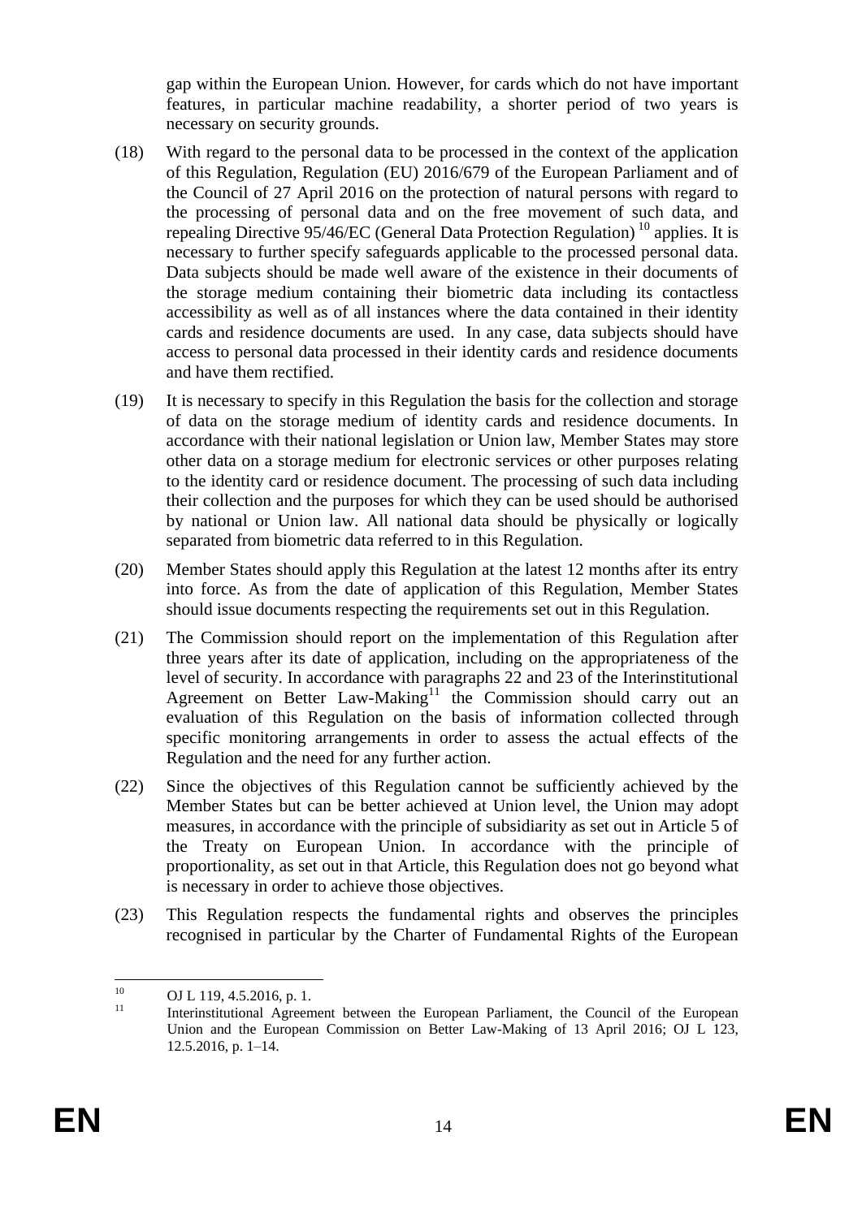gap within the European Union. However, for cards which do not have important features, in particular machine readability, a shorter period of two years is necessary on security grounds.

(18) With regard to the personal data to be processed in the context of the application of this Regulation, Regulation (EU) 2016/679 of the European Parliament and of the Council of 27 April 2016 on the protection of natural persons with regard to the processing of personal data and on the free movement of such data, and repealing Directive 95/46/EC (General Data Protection Regulation) [10] applies. It is necessary to further specify safeguards applicable to the processed personal data. Data subjects should be made well aware of the existence in their documents of the storage medium containing their biometric data including its contactless accessibility as well as of all instances where the data contained in their identity cards and residence documents are used. In any case, data subjects should have access to personal data processed in their identity cards and residence documents and have them rectified.

(19) It is necessary to specify in this Regulation the basis for the collection and storage of data on the storage medium of identity cards and residence documents. In accordance with their national legislation or Union law, Member States may store other data on a storage medium for electronic services or other purposes relating to the identity card or residence document. The processing of such data including their collection and the purposes for which they can be used should be authorised by national or Union law. All national data should be physically or logically separated from biometric data referred to in this Regulation.

(20) Member States should apply this Regulation at the latest 12 months after its entry into force. As from the date of application of this Regulation, Member States should issue documents respecting the requirements set out in this Regulation.

(21) The Commission should report on the implementation of this Regulation after three years after its date of application, including on the appropriateness of the level of security. In accordance with paragraphs 22 and 23 of the Interinstitutional Agreement on Better Law-Making[11] the Commission should carry out an evaluation of this Regulation on the basis of information collected through specific monitoring arrangements in order to assess the actual effects of the Regulation and the need for any further action.

(22) Since the objectives of this Regulation cannot be sufficiently achieved by the Member States but can be better achieved at Union level, the Union may adopt measures, in accordance with the principle of subsidiarity as set out in Article 5 of the Treaty on European Union. In accordance with the principle of proportionality, as set out in that Article, this Regulation does not go beyond what is necessary in order to achieve those objectives.

(23) This Regulation respects the fundamental rights and observes the principles recognised in particular by the Charter of Fundamental Rights of the European

---

[10] OJ L 119, 4.5.2016, p. 1.

[11] Interinstitutional Agreement between the European Parliament, the Council of the European Union and the European Commission on Better Law-Making of 13 April 2016; OJ L 123, 12.5.2016, p. 1–14.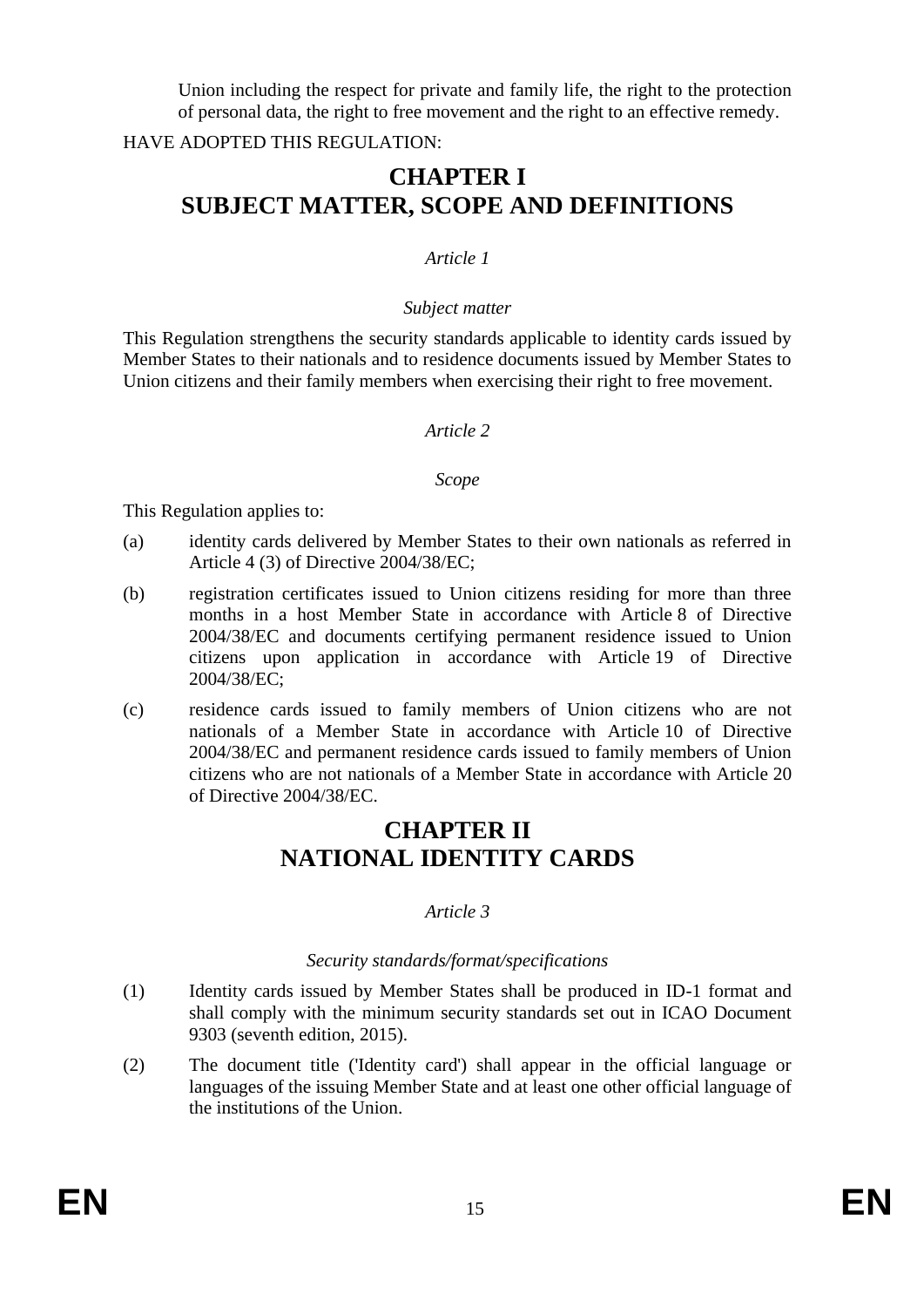Union including the respect for private and family life, the right to the protection of personal data, the right to free movement and the right to an effective remedy.

HAVE ADOPTED THIS REGULATION:

# CHAPTER I
# SUBJECT MATTER, SCOPE AND DEFINITIONS

*Article 1*

*Subject matter*

This Regulation strengthens the security standards applicable to identity cards issued by Member States to their nationals and to residence documents issued by Member States to Union citizens and their family members when exercising their right to free movement.

*Article 2*

*Scope*

This Regulation applies to:

(a) identity cards delivered by Member States to their own nationals as referred in Article 4 (3) of Directive 2004/38/EC;

(b) registration certificates issued to Union citizens residing for more than three months in a host Member State in accordance with Article 8 of Directive 2004/38/EC and documents certifying permanent residence issued to Union citizens upon application in accordance with Article 19 of Directive 2004/38/EC;

(c) residence cards issued to family members of Union citizens who are not nationals of a Member State in accordance with Article 10 of Directive 2004/38/EC and permanent residence cards issued to family members of Union citizens who are not nationals of a Member State in accordance with Article 20 of Directive 2004/38/EC.

# CHAPTER II
# NATIONAL IDENTITY CARDS

*Article 3*

*Security standards/format/specifications*

(1) Identity cards issued by Member States shall be produced in ID-1 format and shall comply with the minimum security standards set out in ICAO Document 9303 (seventh edition, 2015).

(2) The document title ('Identity card') shall appear in the official language or languages of the issuing Member State and at least one other official language of the institutions of the Union.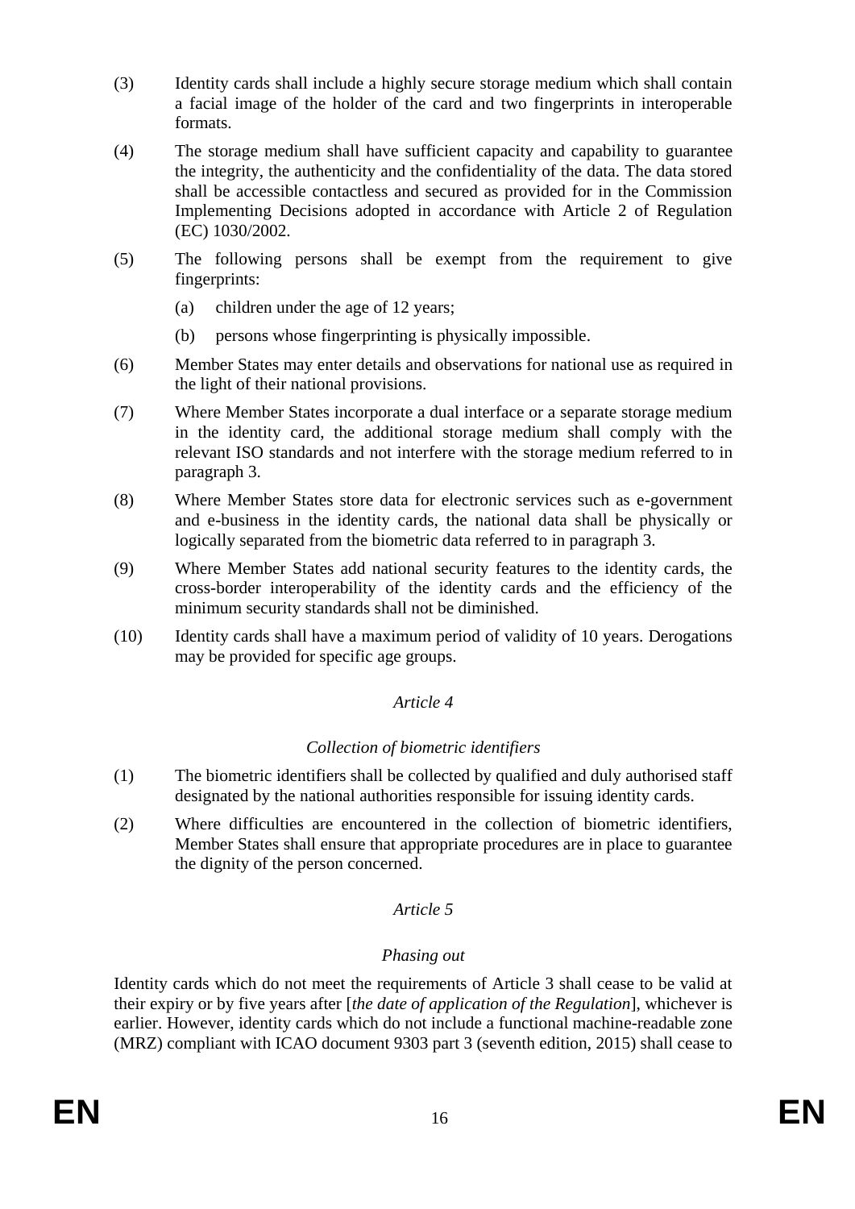(3) Identity cards shall include a highly secure storage medium which shall contain a facial image of the holder of the card and two fingerprints in interoperable formats.

(4) The storage medium shall have sufficient capacity and capability to guarantee the integrity, the authenticity and the confidentiality of the data. The data stored shall be accessible contactless and secured as provided for in the Commission Implementing Decisions adopted in accordance with Article 2 of Regulation (EC) 1030/2002.

(5) The following persons shall be exempt from the requirement to give fingerprints:

   (a) children under the age of 12 years;

   (b) persons whose fingerprinting is physically impossible.

(6) Member States may enter details and observations for national use as required in the light of their national provisions.

(7) Where Member States incorporate a dual interface or a separate storage medium in the identity card, the additional storage medium shall comply with the relevant ISO standards and not interfere with the storage medium referred to in paragraph 3.

(8) Where Member States store data for electronic services such as e-government and e-business in the identity cards, the national data shall be physically or logically separated from the biometric data referred to in paragraph 3.

(9) Where Member States add national security features to the identity cards, the cross-border interoperability of the identity cards and the efficiency of the minimum security standards shall not be diminished.

(10) Identity cards shall have a maximum period of validity of 10 years. Derogations may be provided for specific age groups.

*Article 4*

*Collection of biometric identifiers*

(1) The biometric identifiers shall be collected by qualified and duly authorised staff designated by the national authorities responsible for issuing identity cards.

(2) Where difficulties are encountered in the collection of biometric identifiers, Member States shall ensure that appropriate procedures are in place to guarantee the dignity of the person concerned.

*Article 5*

*Phasing out*

Identity cards which do not meet the requirements of Article 3 shall cease to be valid at their expiry or by five years after [*the date of application of the Regulation*], whichever is earlier. However, identity cards which do not include a functional machine-readable zone (MRZ) compliant with ICAO document 9303 part 3 (seventh edition, 2015) shall cease to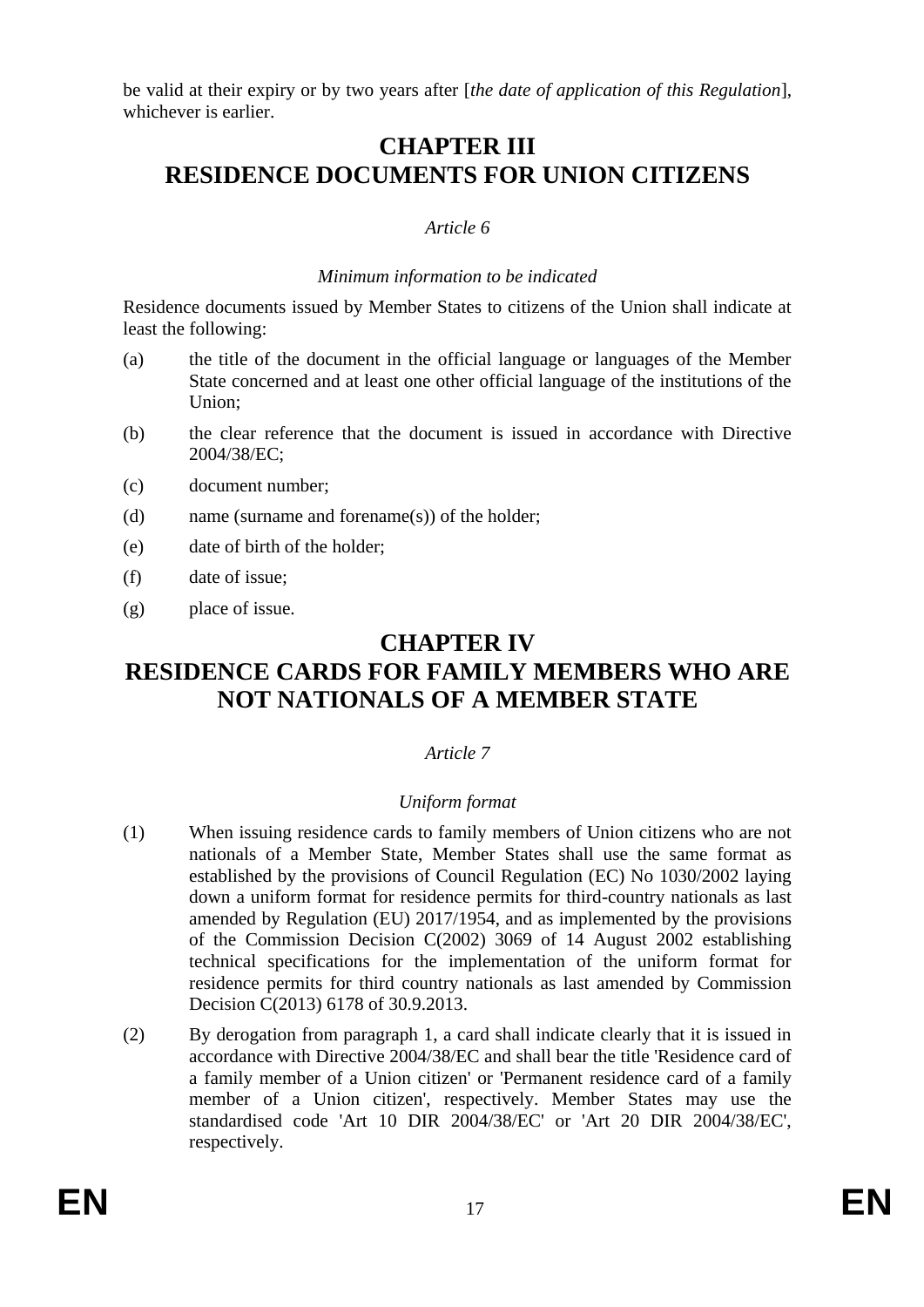be valid at their expiry or by two years after [*the date of application of this Regulation*], whichever is earlier.

# CHAPTER III
# RESIDENCE DOCUMENTS FOR UNION CITIZENS

*Article 6*

*Minimum information to be indicated*

Residence documents issued by Member States to citizens of the Union shall indicate at least the following:

(a) the title of the document in the official language or languages of the Member State concerned and at least one other official language of the institutions of the Union;

(b) the clear reference that the document is issued in accordance with Directive 2004/38/EC;

(c) document number;

(d) name (surname and forename(s)) of the holder;

(e) date of birth of the holder;

(f) date of issue;

(g) place of issue.

# CHAPTER IV
# RESIDENCE CARDS FOR FAMILY MEMBERS WHO ARE NOT NATIONALS OF A MEMBER STATE

*Article 7*

*Uniform format*

(1) When issuing residence cards to family members of Union citizens who are not nationals of a Member State, Member States shall use the same format as established by the provisions of Council Regulation (EC) No 1030/2002 laying down a uniform format for residence permits for third-country nationals as last amended by Regulation (EU) 2017/1954, and as implemented by the provisions of the Commission Decision C(2002) 3069 of 14 August 2002 establishing technical specifications for the implementation of the uniform format for residence permits for third country nationals as last amended by Commission Decision C(2013) 6178 of 30.9.2013.

(2) By derogation from paragraph 1, a card shall indicate clearly that it is issued in accordance with Directive 2004/38/EC and shall bear the title 'Residence card of a family member of a Union citizen' or 'Permanent residence card of a family member of a Union citizen', respectively. Member States may use the standardised code 'Art 10 DIR 2004/38/EC' or 'Art 20 DIR 2004/38/EC', respectively.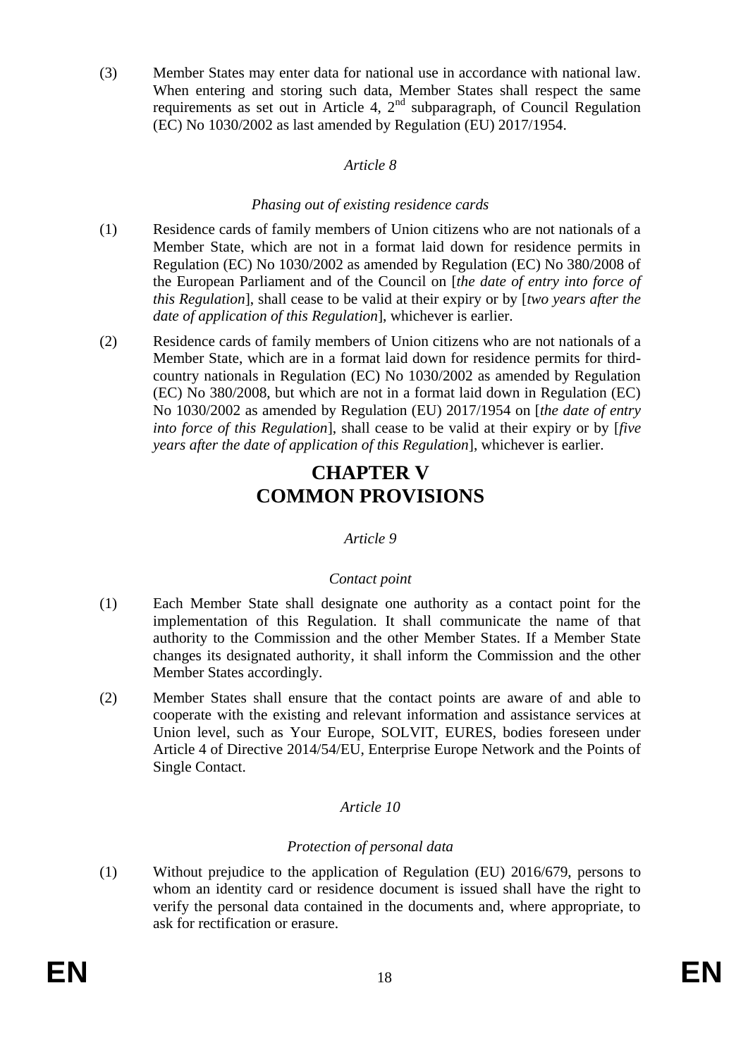(3) Member States may enter data for national use in accordance with national law. When entering and storing such data, Member States shall respect the same requirements as set out in Article 4, 2nd subparagraph, of Council Regulation (EC) No 1030/2002 as last amended by Regulation (EU) 2017/1954.

*Article 8*

*Phasing out of existing residence cards*

(1) Residence cards of family members of Union citizens who are not nationals of a Member State, which are not in a format laid down for residence permits in Regulation (EC) No 1030/2002 as amended by Regulation (EC) No 380/2008 of the European Parliament and of the Council on [*the date of entry into force of this Regulation*], shall cease to be valid at their expiry or by [*two years after the date of application of this Regulation*], whichever is earlier.

(2) Residence cards of family members of Union citizens who are not nationals of a Member State, which are in a format laid down for residence permits for third-country nationals in Regulation (EC) No 1030/2002 as amended by Regulation (EC) No 380/2008, but which are not in a format laid down in Regulation (EC) No 1030/2002 as amended by Regulation (EU) 2017/1954 on [*the date of entry into force of this Regulation*], shall cease to be valid at their expiry or by [*five years after the date of application of this Regulation*], whichever is earlier.

# CHAPTER V
# COMMON PROVISIONS

*Article 9*

*Contact point*

(1) Each Member State shall designate one authority as a contact point for the implementation of this Regulation. It shall communicate the name of that authority to the Commission and the other Member States. If a Member State changes its designated authority, it shall inform the Commission and the other Member States accordingly.

(2) Member States shall ensure that the contact points are aware of and able to cooperate with the existing and relevant information and assistance services at Union level, such as Your Europe, SOLVIT, EURES, bodies foreseen under Article 4 of Directive 2014/54/EU, Enterprise Europe Network and the Points of Single Contact.

*Article 10*

*Protection of personal data*

(1) Without prejudice to the application of Regulation (EU) 2016/679, persons to whom an identity card or residence document is issued shall have the right to verify the personal data contained in the documents and, where appropriate, to ask for rectification or erasure.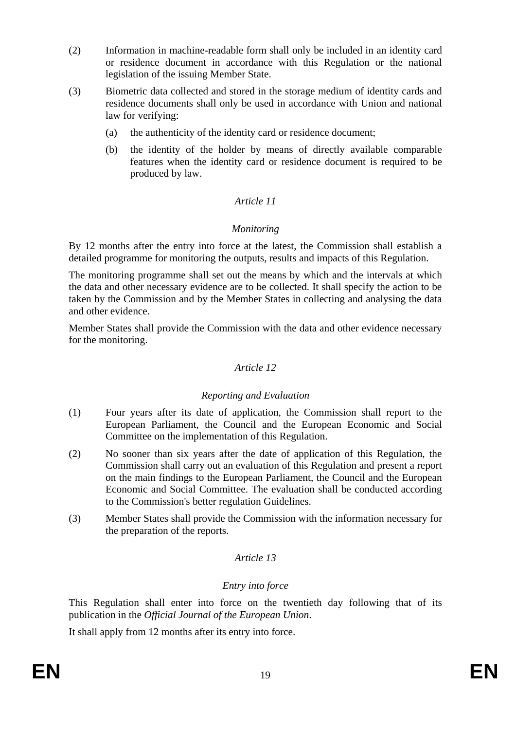(2) Information in machine-readable form shall only be included in an identity card or residence document in accordance with this Regulation or the national legislation of the issuing Member State.

(3) Biometric data collected and stored in the storage medium of identity cards and residence documents shall only be used in accordance with Union and national law for verifying:

(a) the authenticity of the identity card or residence document;

(b) the identity of the holder by means of directly available comparable features when the identity card or residence document is required to be produced by law.

*Article 11*

*Monitoring*

By 12 months after the entry into force at the latest, the Commission shall establish a detailed programme for monitoring the outputs, results and impacts of this Regulation.

The monitoring programme shall set out the means by which and the intervals at which the data and other necessary evidence are to be collected. It shall specify the action to be taken by the Commission and by the Member States in collecting and analysing the data and other evidence.

Member States shall provide the Commission with the data and other evidence necessary for the monitoring.

*Article 12*

*Reporting and Evaluation*

(1) Four years after its date of application, the Commission shall report to the European Parliament, the Council and the European Economic and Social Committee on the implementation of this Regulation.

(2) No sooner than six years after the date of application of this Regulation, the Commission shall carry out an evaluation of this Regulation and present a report on the main findings to the European Parliament, the Council and the European Economic and Social Committee. The evaluation shall be conducted according to the Commission's better regulation Guidelines.

(3) Member States shall provide the Commission with the information necessary for the preparation of the reports.

*Article 13*

*Entry into force*

This Regulation shall enter into force on the twentieth day following that of its publication in the *Official Journal of the European Union*.

It shall apply from 12 months after its entry into force.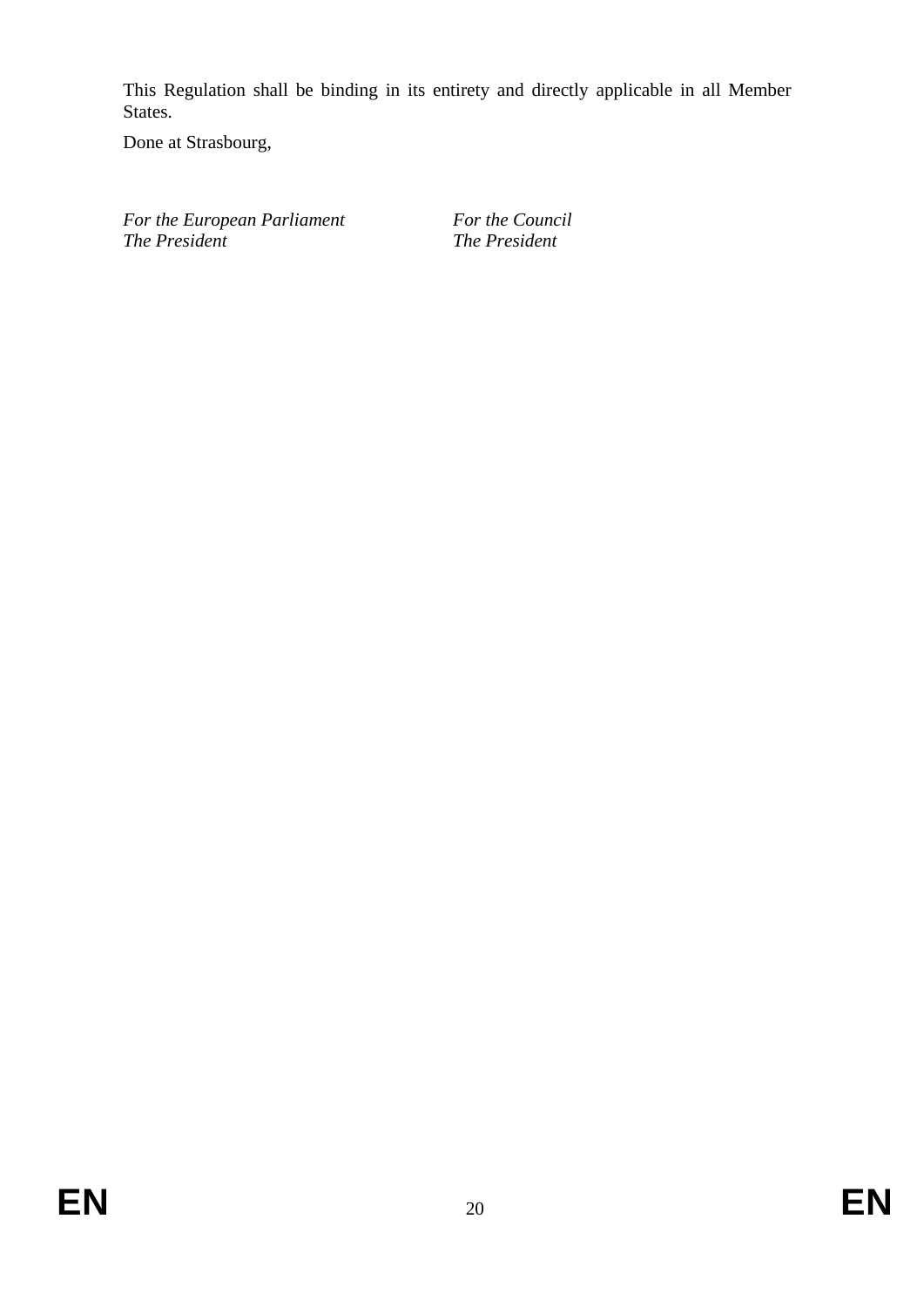This Regulation shall be binding in its entirety and directly applicable in all Member States.

Done at Strasbourg,

| | |
|---|---|
| *For the European Parliament* | *For the Council* |
| *The President* | *The President* |